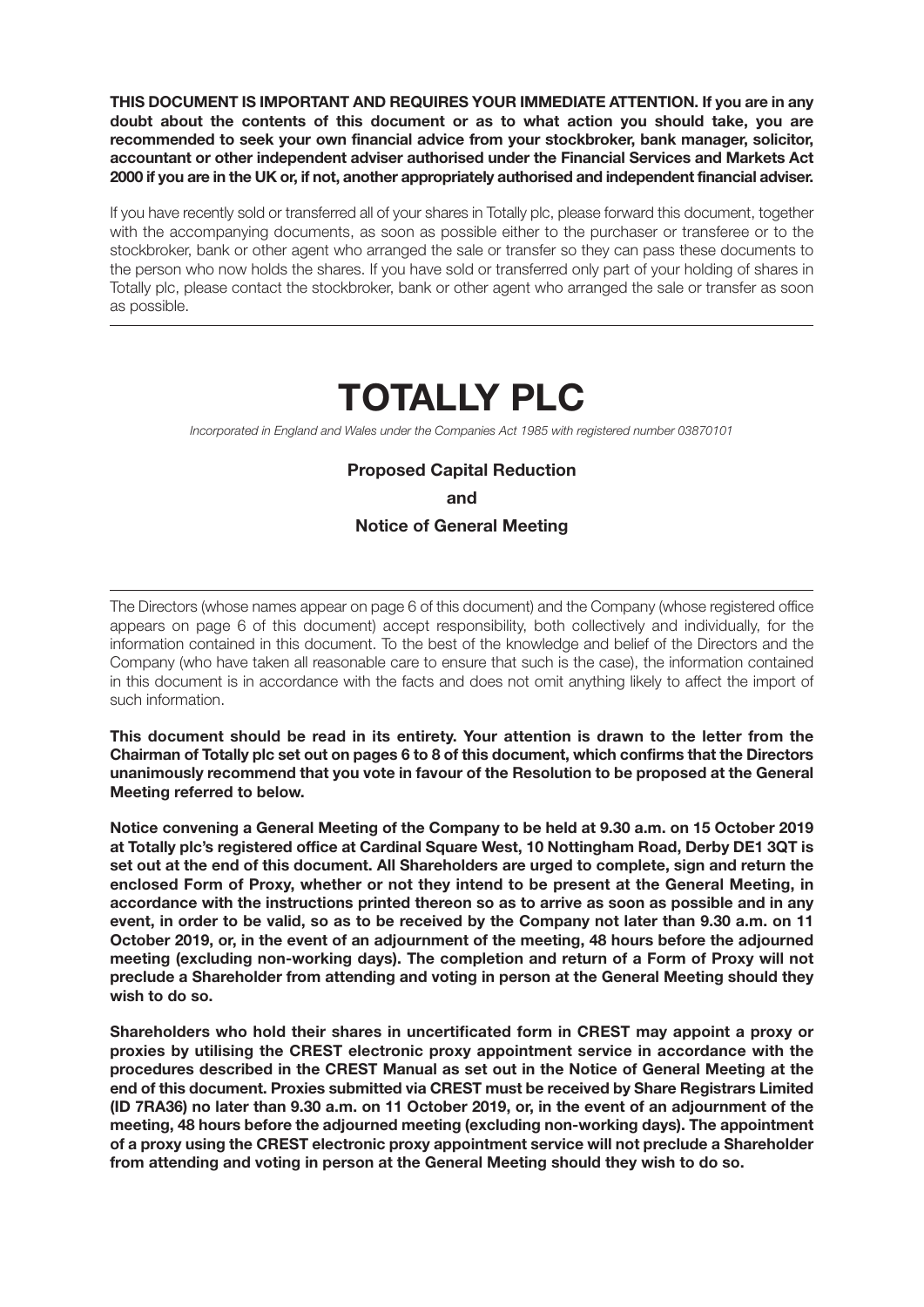**THIS DOCUMENT IS IMPORTANT AND REQUIRES YOUR IMMEDIATE ATTENTION. If you are in any doubt about the contents of this document or as to what action you should take, you are recommended to seek your own financial advice from your stockbroker, bank manager, solicitor, accountant or other independent adviser authorised under the Financial Services and Markets Act 2000 if you are in the UK or, if not, another appropriately authorised and independent financial adviser.**

If you have recently sold or transferred all of your shares in Totally plc, please forward this document, together with the accompanying documents, as soon as possible either to the purchaser or transferee or to the stockbroker, bank or other agent who arranged the sale or transfer so they can pass these documents to the person who now holds the shares. If you have sold or transferred only part of your holding of shares in Totally plc, please contact the stockbroker, bank or other agent who arranged the sale or transfer as soon as possible.

---

# TOTALLY PLC

*Incorporated in England and Wales under the Companies Act 1985 with registered number 03870101*

**Proposed Capital Reduction**

**and**

**Notice of General Meeting**

---

The Directors (whose names appear on page 6 of this document) and the Company (whose registered office appears on page 6 of this document) accept responsibility, both collectively and individually, for the information contained in this document. To the best of the knowledge and belief of the Directors and the Company (who have taken all reasonable care to ensure that such is the case), the information contained in this document is in accordance with the facts and does not omit anything likely to affect the import of such information.

**This document should be read in its entirety. Your attention is drawn to the letter from the Chairman of Totally plc set out on pages 6 to 8 of this document, which confirms that the Directors unanimously recommend that you vote in favour of the Resolution to be proposed at the General Meeting referred to below.**

**Notice convening a General Meeting of the Company to be held at 9.30 a.m. on 15 October 2019 at Totally plc's registered office at Cardinal Square West, 10 Nottingham Road, Derby DE1 3QT is set out at the end of this document. All Shareholders are urged to complete, sign and return the enclosed Form of Proxy, whether or not they intend to be present at the General Meeting, in accordance with the instructions printed thereon so as to arrive as soon as possible and in any event, in order to be valid, so as to be received by the Company not later than 9.30 a.m. on 11 October 2019, or, in the event of an adjournment of the meeting, 48 hours before the adjourned meeting (excluding non-working days). The completion and return of a Form of Proxy will not preclude a Shareholder from attending and voting in person at the General Meeting should they wish to do so.**

**Shareholders who hold their shares in uncertificated form in CREST may appoint a proxy or proxies by utilising the CREST electronic proxy appointment service in accordance with the procedures described in the CREST Manual as set out in the Notice of General Meeting at the end of this document. Proxies submitted via CREST must be received by Share Registrars Limited (ID 7RA36) no later than 9.30 a.m. on 11 October 2019, or, in the event of an adjournment of the meeting, 48 hours before the adjourned meeting (excluding non-working days). The appointment of a proxy using the CREST electronic proxy appointment service will not preclude a Shareholder from attending and voting in person at the General Meeting should they wish to do so.**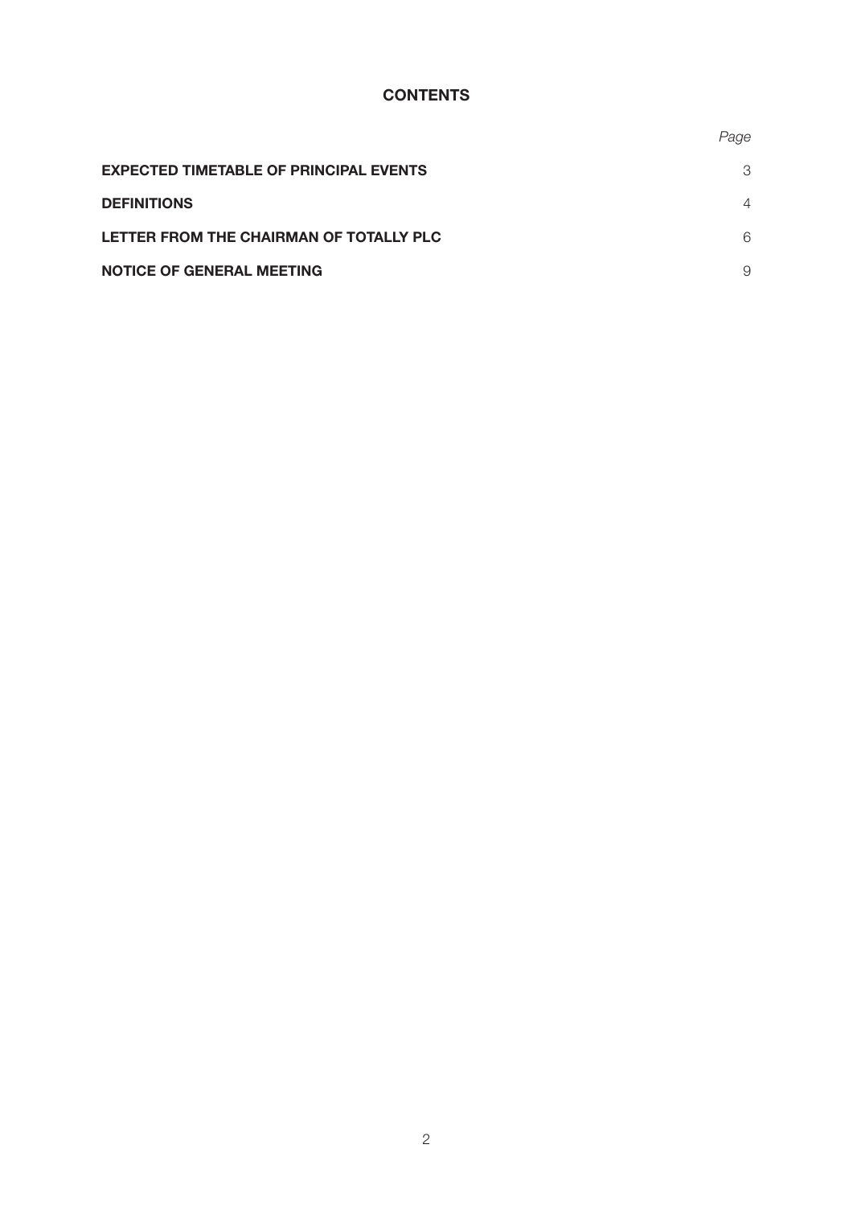# CONTENTS

| | *Page* |
| --- | --- |
| **EXPECTED TIMETABLE OF PRINCIPAL EVENTS** | 3 |
| **DEFINITIONS** | 4 |
| **LETTER FROM THE CHAIRMAN OF TOTALLY PLC** | 6 |
| **NOTICE OF GENERAL MEETING** | 9 |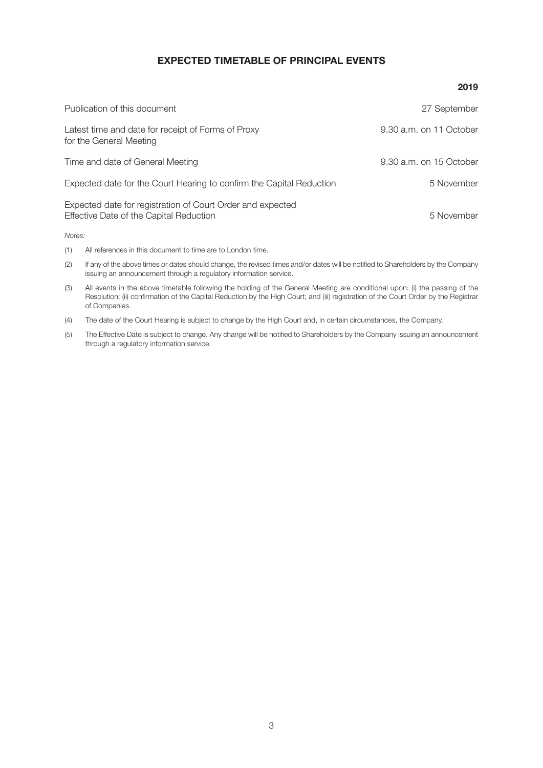## EXPECTED TIMETABLE OF PRINCIPAL EVENTS

| | **2019** |
|---|---|
| Publication of this document | 27 September |
| Latest time and date for receipt of Forms of Proxy for the General Meeting | 9.30 a.m. on 11 October |
| Time and date of General Meeting | 9.30 a.m. on 15 October |
| Expected date for the Court Hearing to confirm the Capital Reduction | 5 November |
| Expected date for registration of Court Order and expected Effective Date of the Capital Reduction | 5 November |

*Notes:*

(1) All references in this document to time are to London time.

(2) If any of the above times or dates should change, the revised times and/or dates will be notified to Shareholders by the Company issuing an announcement through a regulatory information service.

(3) All events in the above timetable following the holding of the General Meeting are conditional upon: (i) the passing of the Resolution; (ii) confirmation of the Capital Reduction by the High Court; and (iii) registration of the Court Order by the Registrar of Companies.

(4) The date of the Court Hearing is subject to change by the High Court and, in certain circumstances, the Company.

(5) The Effective Date is subject to change. Any change will be notified to Shareholders by the Company issuing an announcement through a regulatory information service.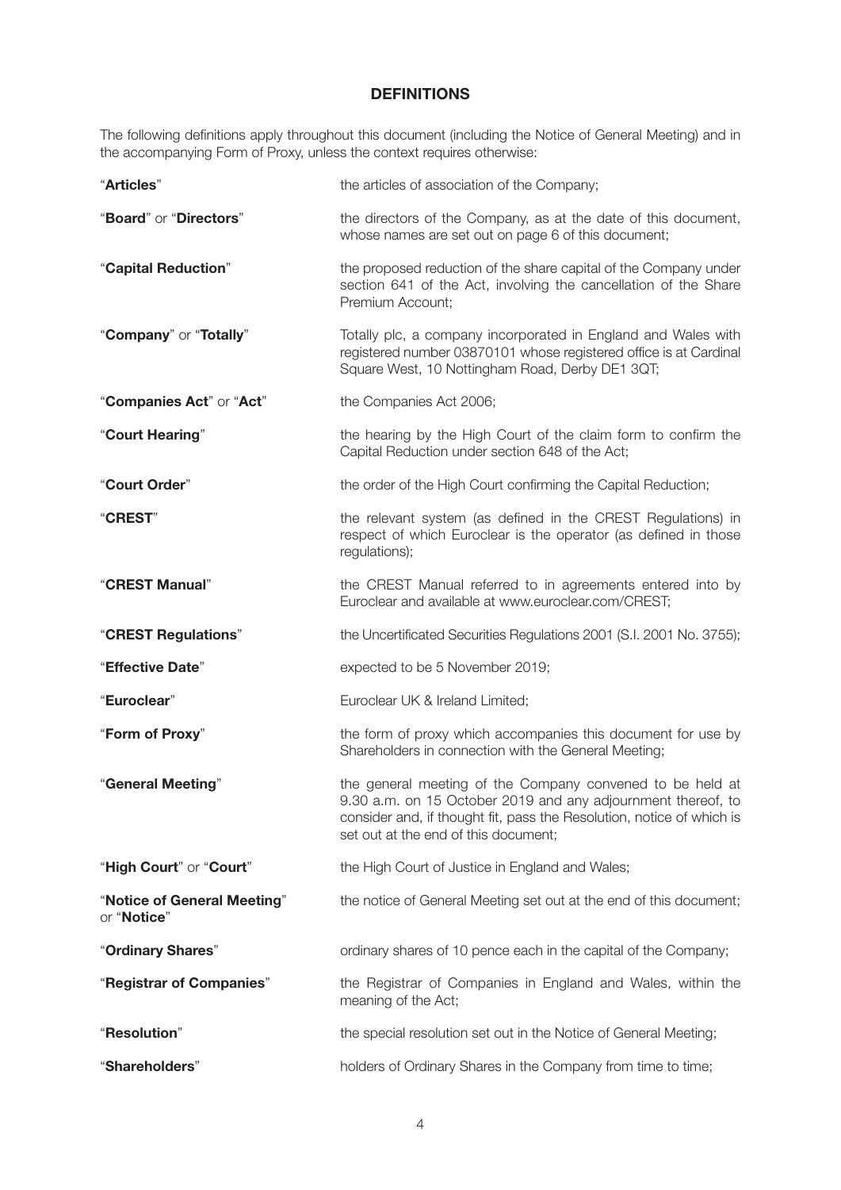## DEFINITIONS

The following definitions apply throughout this document (including the Notice of General Meeting) and in the accompanying Form of Proxy, unless the context requires otherwise:

| | |
|---|---|
| "**Articles**" | the articles of association of the Company; |
| "**Board**" or "**Directors**" | the directors of the Company, as at the date of this document, whose names are set out on page 6 of this document; |
| "**Capital Reduction**" | the proposed reduction of the share capital of the Company under section 641 of the Act, involving the cancellation of the Share Premium Account; |
| "**Company**" or "**Totally**" | Totally plc, a company incorporated in England and Wales with registered number 03870101 whose registered office is at Cardinal Square West, 10 Nottingham Road, Derby DE1 3QT; |
| "**Companies Act**" or "**Act**" | the Companies Act 2006; |
| "**Court Hearing**" | the hearing by the High Court of the claim form to confirm the Capital Reduction under section 648 of the Act; |
| "**Court Order**" | the order of the High Court confirming the Capital Reduction; |
| "**CREST**" | the relevant system (as defined in the CREST Regulations) in respect of which Euroclear is the operator (as defined in those regulations); |
| "**CREST Manual**" | the CREST Manual referred to in agreements entered into by Euroclear and available at www.euroclear.com/CREST; |
| "**CREST Regulations**" | the Uncertificated Securities Regulations 2001 (S.I. 2001 No. 3755); |
| "**Effective Date**" | expected to be 5 November 2019; |
| "**Euroclear**" | Euroclear UK & Ireland Limited; |
| "**Form of Proxy**" | the form of proxy which accompanies this document for use by Shareholders in connection with the General Meeting; |
| "**General Meeting**" | the general meeting of the Company convened to be held at 9.30 a.m. on 15 October 2019 and any adjournment thereof, to consider and, if thought fit, pass the Resolution, notice of which is set out at the end of this document; |
| "**High Court**" or "**Court**" | the High Court of Justice in England and Wales; |
| "**Notice of General Meeting**" or "**Notice**" | the notice of General Meeting set out at the end of this document; |
| "**Ordinary Shares**" | ordinary shares of 10 pence each in the capital of the Company; |
| "**Registrar of Companies**" | the Registrar of Companies in England and Wales, within the meaning of the Act; |
| "**Resolution**" | the special resolution set out in the Notice of General Meeting; |
| "**Shareholders**" | holders of Ordinary Shares in the Company from time to time; |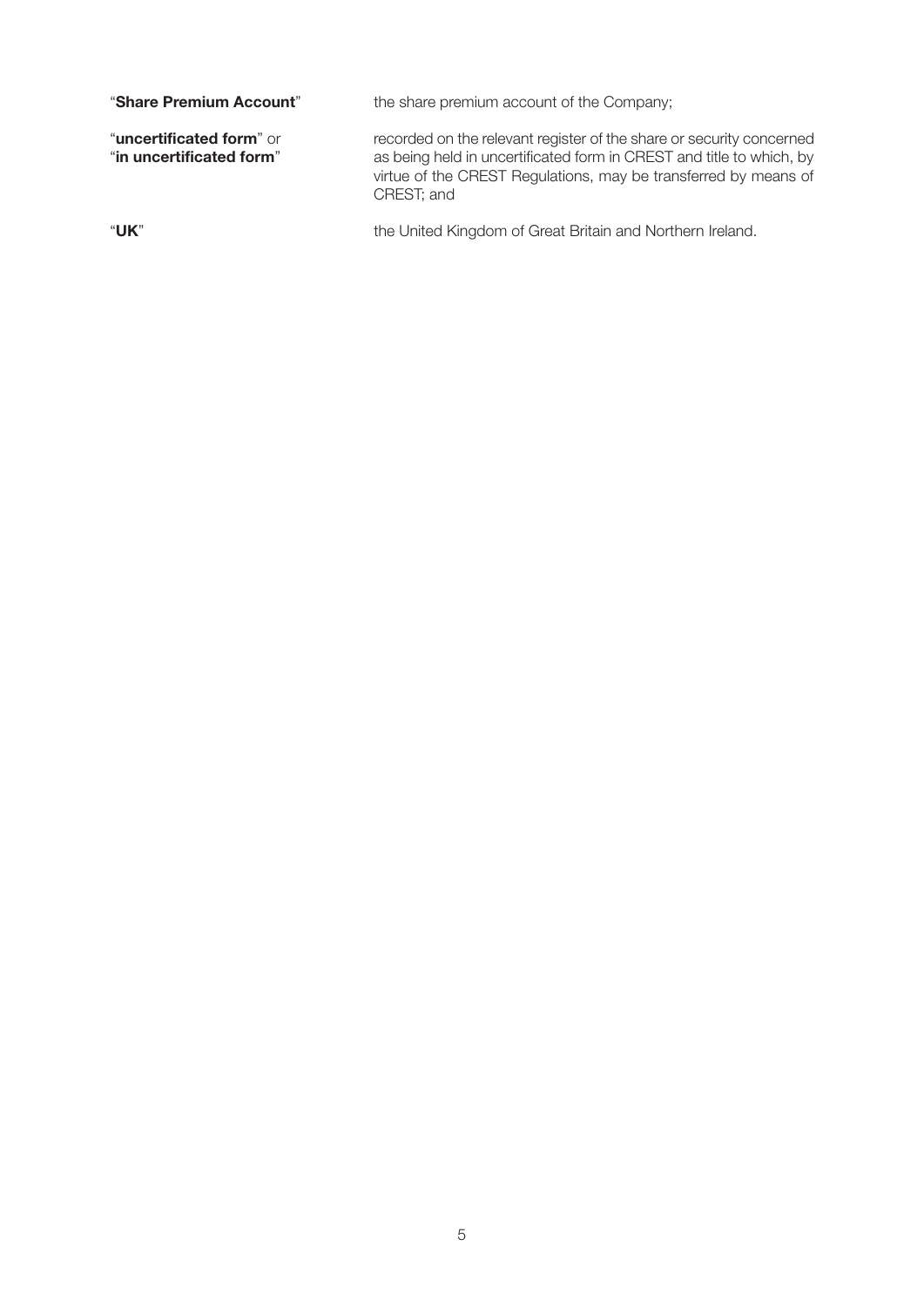"**Share Premium Account**" the share premium account of the Company;

"**uncertificated form**" or "**in uncertificated form**" recorded on the relevant register of the share or security concerned as being held in uncertificated form in CREST and title to which, by virtue of the CREST Regulations, may be transferred by means of CREST; and

"**UK**" the United Kingdom of Great Britain and Northern Ireland.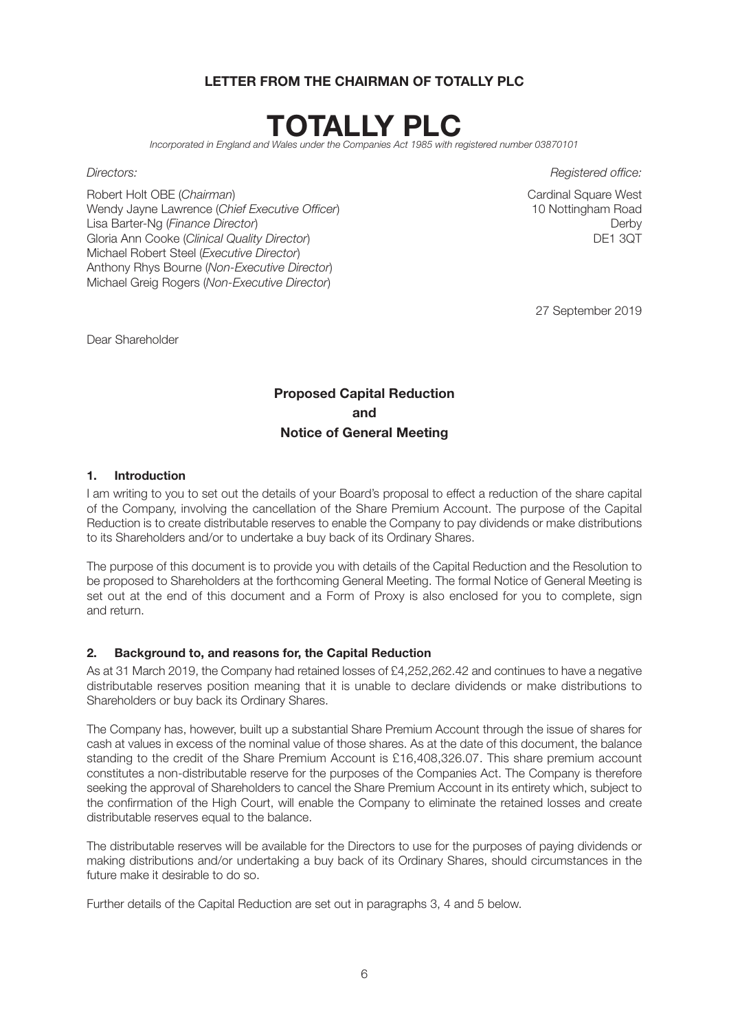**LETTER FROM THE CHAIRMAN OF TOTALLY PLC**

# TOTALLY PLC

*Incorporated in England and Wales under the Companies Act 1985 with registered number 03870101*

*Directors:*

Robert Holt OBE (*Chairman*)
Wendy Jayne Lawrence (*Chief Executive Officer*)
Lisa Barter-Ng (*Finance Director*)
Gloria Ann Cooke (*Clinical Quality Director*)
Michael Robert Steel (*Executive Director*)
Anthony Rhys Bourne (*Non-Executive Director*)
Michael Greig Rogers (*Non-Executive Director*)

*Registered office:*

Cardinal Square West
10 Nottingham Road
Derby
DE1 3QT

27 September 2019

Dear Shareholder

## Proposed Capital Reduction and Notice of General Meeting

### 1. Introduction

I am writing to you to set out the details of your Board's proposal to effect a reduction of the share capital of the Company, involving the cancellation of the Share Premium Account. The purpose of the Capital Reduction is to create distributable reserves to enable the Company to pay dividends or make distributions to its Shareholders and/or to undertake a buy back of its Ordinary Shares.

The purpose of this document is to provide you with details of the Capital Reduction and the Resolution to be proposed to Shareholders at the forthcoming General Meeting. The formal Notice of General Meeting is set out at the end of this document and a Form of Proxy is also enclosed for you to complete, sign and return.

### 2. Background to, and reasons for, the Capital Reduction

As at 31 March 2019, the Company had retained losses of £4,252,262.42 and continues to have a negative distributable reserves position meaning that it is unable to declare dividends or make distributions to Shareholders or buy back its Ordinary Shares.

The Company has, however, built up a substantial Share Premium Account through the issue of shares for cash at values in excess of the nominal value of those shares. As at the date of this document, the balance standing to the credit of the Share Premium Account is £16,408,326.07. This share premium account constitutes a non-distributable reserve for the purposes of the Companies Act. The Company is therefore seeking the approval of Shareholders to cancel the Share Premium Account in its entirety which, subject to the confirmation of the High Court, will enable the Company to eliminate the retained losses and create distributable reserves equal to the balance.

The distributable reserves will be available for the Directors to use for the purposes of paying dividends or making distributions and/or undertaking a buy back of its Ordinary Shares, should circumstances in the future make it desirable to do so.

Further details of the Capital Reduction are set out in paragraphs 3, 4 and 5 below.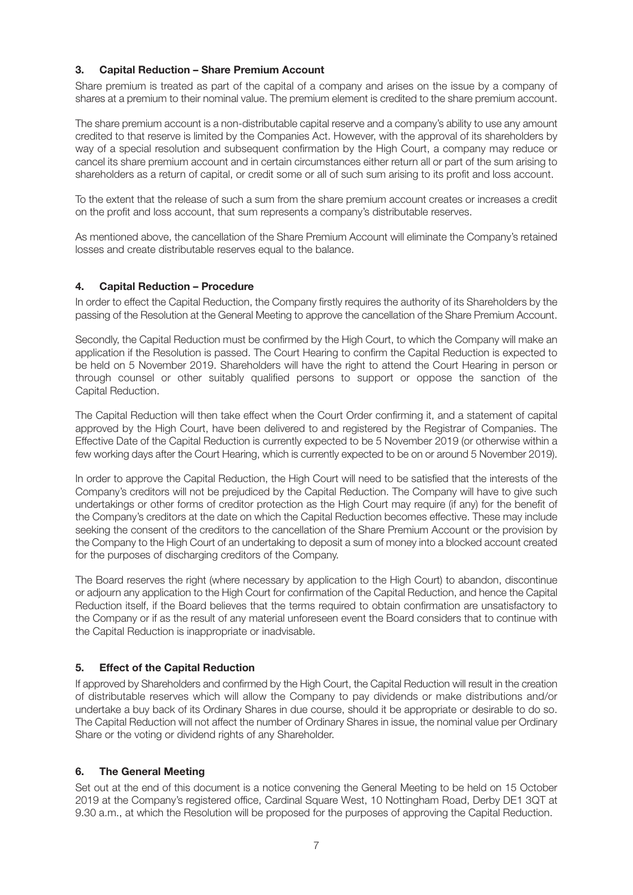## 3. Capital Reduction – Share Premium Account

Share premium is treated as part of the capital of a company and arises on the issue by a company of shares at a premium to their nominal value. The premium element is credited to the share premium account.

The share premium account is a non-distributable capital reserve and a company's ability to use any amount credited to that reserve is limited by the Companies Act. However, with the approval of its shareholders by way of a special resolution and subsequent confirmation by the High Court, a company may reduce or cancel its share premium account and in certain circumstances either return all or part of the sum arising to shareholders as a return of capital, or credit some or all of such sum arising to its profit and loss account.

To the extent that the release of such a sum from the share premium account creates or increases a credit on the profit and loss account, that sum represents a company's distributable reserves.

As mentioned above, the cancellation of the Share Premium Account will eliminate the Company's retained losses and create distributable reserves equal to the balance.

## 4. Capital Reduction – Procedure

In order to effect the Capital Reduction, the Company firstly requires the authority of its Shareholders by the passing of the Resolution at the General Meeting to approve the cancellation of the Share Premium Account.

Secondly, the Capital Reduction must be confirmed by the High Court, to which the Company will make an application if the Resolution is passed. The Court Hearing to confirm the Capital Reduction is expected to be held on 5 November 2019. Shareholders will have the right to attend the Court Hearing in person or through counsel or other suitably qualified persons to support or oppose the sanction of the Capital Reduction.

The Capital Reduction will then take effect when the Court Order confirming it, and a statement of capital approved by the High Court, have been delivered to and registered by the Registrar of Companies. The Effective Date of the Capital Reduction is currently expected to be 5 November 2019 (or otherwise within a few working days after the Court Hearing, which is currently expected to be on or around 5 November 2019).

In order to approve the Capital Reduction, the High Court will need to be satisfied that the interests of the Company's creditors will not be prejudiced by the Capital Reduction. The Company will have to give such undertakings or other forms of creditor protection as the High Court may require (if any) for the benefit of the Company's creditors at the date on which the Capital Reduction becomes effective. These may include seeking the consent of the creditors to the cancellation of the Share Premium Account or the provision by the Company to the High Court of an undertaking to deposit a sum of money into a blocked account created for the purposes of discharging creditors of the Company.

The Board reserves the right (where necessary by application to the High Court) to abandon, discontinue or adjourn any application to the High Court for confirmation of the Capital Reduction, and hence the Capital Reduction itself, if the Board believes that the terms required to obtain confirmation are unsatisfactory to the Company or if as the result of any material unforeseen event the Board considers that to continue with the Capital Reduction is inappropriate or inadvisable.

## 5. Effect of the Capital Reduction

If approved by Shareholders and confirmed by the High Court, the Capital Reduction will result in the creation of distributable reserves which will allow the Company to pay dividends or make distributions and/or undertake a buy back of its Ordinary Shares in due course, should it be appropriate or desirable to do so. The Capital Reduction will not affect the number of Ordinary Shares in issue, the nominal value per Ordinary Share or the voting or dividend rights of any Shareholder.

## 6. The General Meeting

Set out at the end of this document is a notice convening the General Meeting to be held on 15 October 2019 at the Company's registered office, Cardinal Square West, 10 Nottingham Road, Derby DE1 3QT at 9.30 a.m., at which the Resolution will be proposed for the purposes of approving the Capital Reduction.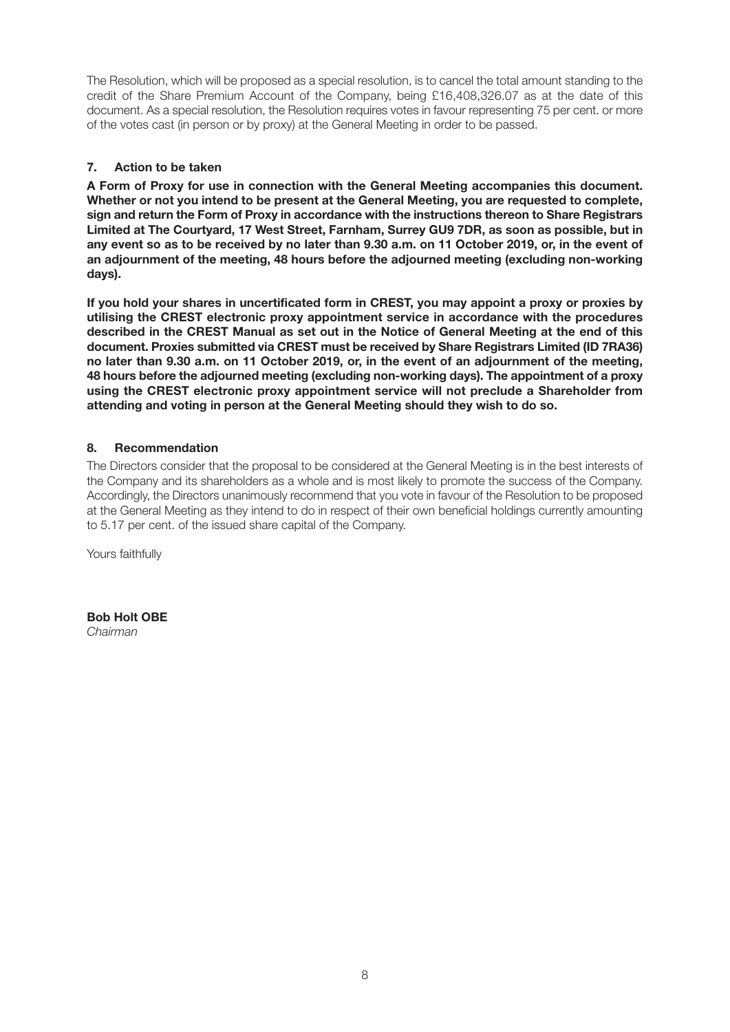The Resolution, which will be proposed as a special resolution, is to cancel the total amount standing to the credit of the Share Premium Account of the Company, being £16,408,326.07 as at the date of this document. As a special resolution, the Resolution requires votes in favour representing 75 per cent. or more of the votes cast (in person or by proxy) at the General Meeting in order to be passed.

## 7. Action to be taken

**A Form of Proxy for use in connection with the General Meeting accompanies this document. Whether or not you intend to be present at the General Meeting, you are requested to complete, sign and return the Form of Proxy in accordance with the instructions thereon to Share Registrars Limited at The Courtyard, 17 West Street, Farnham, Surrey GU9 7DR, as soon as possible, but in any event so as to be received by no later than 9.30 a.m. on 11 October 2019, or, in the event of an adjournment of the meeting, 48 hours before the adjourned meeting (excluding non-working days).**

**If you hold your shares in uncertificated form in CREST, you may appoint a proxy or proxies by utilising the CREST electronic proxy appointment service in accordance with the procedures described in the CREST Manual as set out in the Notice of General Meeting at the end of this document. Proxies submitted via CREST must be received by Share Registrars Limited (ID 7RA36) no later than 9.30 a.m. on 11 October 2019, or, in the event of an adjournment of the meeting, 48 hours before the adjourned meeting (excluding non-working days). The appointment of a proxy using the CREST electronic proxy appointment service will not preclude a Shareholder from attending and voting in person at the General Meeting should they wish to do so.**

## 8. Recommendation

The Directors consider that the proposal to be considered at the General Meeting is in the best interests of the Company and its shareholders as a whole and is most likely to promote the success of the Company. Accordingly, the Directors unanimously recommend that you vote in favour of the Resolution to be proposed at the General Meeting as they intend to do in respect of their own beneficial holdings currently amounting to 5.17 per cent. of the issued share capital of the Company.

Yours faithfully

**Bob Holt OBE**
*Chairman*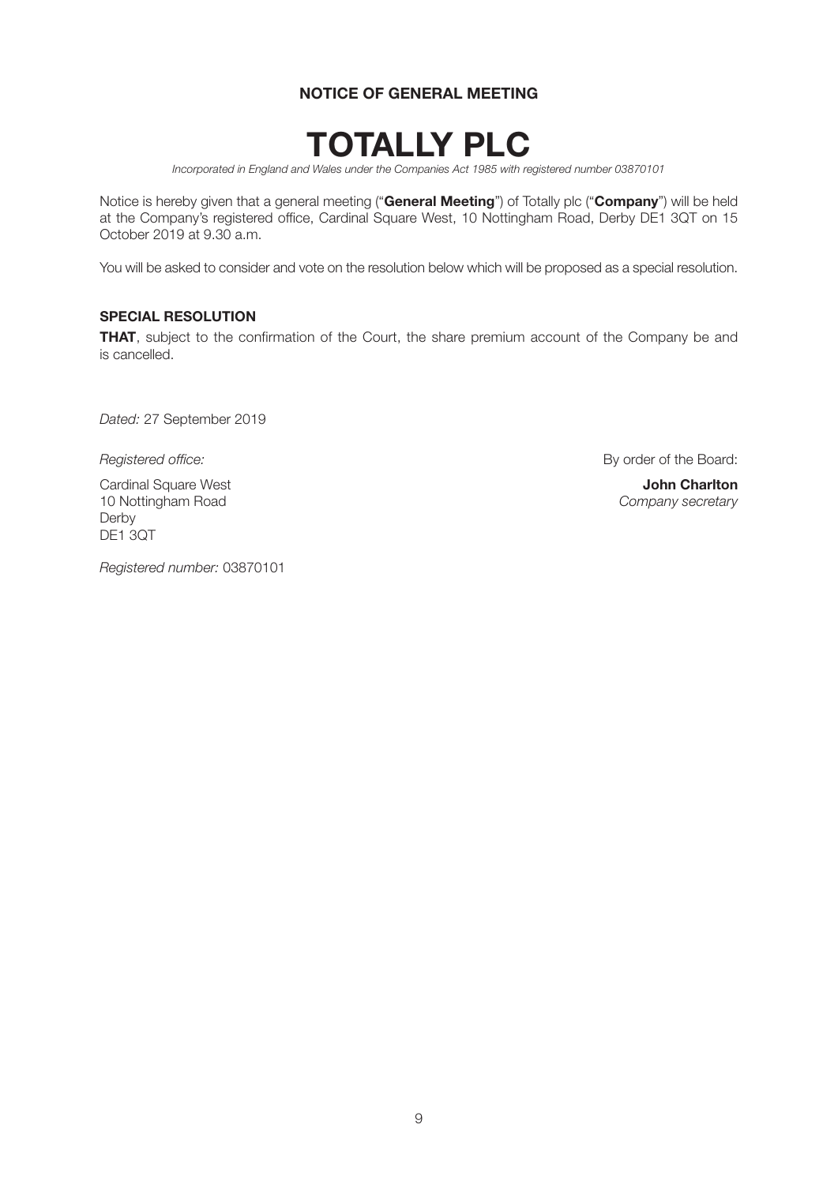**NOTICE OF GENERAL MEETING**

# TOTALLY PLC

*Incorporated in England and Wales under the Companies Act 1985 with registered number 03870101*

Notice is hereby given that a general meeting ("**General Meeting**") of Totally plc ("**Company**") will be held at the Company's registered office, Cardinal Square West, 10 Nottingham Road, Derby DE1 3QT on 15 October 2019 at 9.30 a.m.

You will be asked to consider and vote on the resolution below which will be proposed as a special resolution.

### SPECIAL RESOLUTION

**THAT**, subject to the confirmation of the Court, the share premium account of the Company be and is cancelled.

*Dated:* 27 September 2019

*Registered office:*

Cardinal Square West
10 Nottingham Road
Derby
DE1 3QT

*Registered number:* 03870101

By order of the Board:

**John Charlton**
*Company secretary*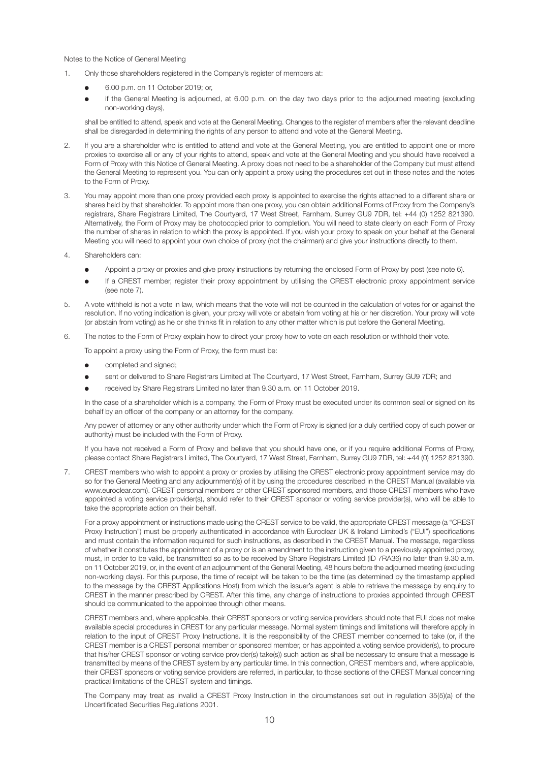Notes to the Notice of General Meeting

1. Only those shareholders registered in the Company's register of members at:

   - 6.00 p.m. on 11 October 2019; or,
   - if the General Meeting is adjourned, at 6.00 p.m. on the day two days prior to the adjourned meeting (excluding non-working days),

   shall be entitled to attend, speak and vote at the General Meeting. Changes to the register of members after the relevant deadline shall be disregarded in determining the rights of any person to attend and vote at the General Meeting.

2. If you are a shareholder who is entitled to attend and vote at the General Meeting, you are entitled to appoint one or more proxies to exercise all or any of your rights to attend, speak and vote at the General Meeting and you should have received a Form of Proxy with this Notice of General Meeting. A proxy does not need to be a shareholder of the Company but must attend the General Meeting to represent you. You can only appoint a proxy using the procedures set out in these notes and the notes to the Form of Proxy.

3. You may appoint more than one proxy provided each proxy is appointed to exercise the rights attached to a different share or shares held by that shareholder. To appoint more than one proxy, you can obtain additional Forms of Proxy from the Company's registrars, Share Registrars Limited, The Courtyard, 17 West Street, Farnham, Surrey GU9 7DR, tel: +44 (0) 1252 821390. Alternatively, the Form of Proxy may be photocopied prior to completion. You will need to state clearly on each Form of Proxy the number of shares in relation to which the proxy is appointed. If you wish your proxy to speak on your behalf at the General Meeting you will need to appoint your own choice of proxy (not the chairman) and give your instructions directly to them.

4. Shareholders can:

   - Appoint a proxy or proxies and give proxy instructions by returning the enclosed Form of Proxy by post (see note 6).
   - If a CREST member, register their proxy appointment by utilising the CREST electronic proxy appointment service (see note 7).

5. A vote withheld is not a vote in law, which means that the vote will not be counted in the calculation of votes for or against the resolution. If no voting indication is given, your proxy will vote or abstain from voting at his or her discretion. Your proxy will vote (or abstain from voting) as he or she thinks fit in relation to any other matter which is put before the General Meeting.

6. The notes to the Form of Proxy explain how to direct your proxy how to vote on each resolution or withhold their vote.

   To appoint a proxy using the Form of Proxy, the form must be:

   - completed and signed;
   - sent or delivered to Share Registrars Limited at The Courtyard, 17 West Street, Farnham, Surrey GU9 7DR; and
   - received by Share Registrars Limited no later than 9.30 a.m. on 11 October 2019.

   In the case of a shareholder which is a company, the Form of Proxy must be executed under its common seal or signed on its behalf by an officer of the company or an attorney for the company.

   Any power of attorney or any other authority under which the Form of Proxy is signed (or a duly certified copy of such power or authority) must be included with the Form of Proxy.

   If you have not received a Form of Proxy and believe that you should have one, or if you require additional Forms of Proxy, please contact Share Registrars Limited, The Courtyard, 17 West Street, Farnham, Surrey GU9 7DR, tel: +44 (0) 1252 821390.

7. CREST members who wish to appoint a proxy or proxies by utilising the CREST electronic proxy appointment service may do so for the General Meeting and any adjournment(s) of it by using the procedures described in the CREST Manual (available via www.euroclear.com). CREST personal members or other CREST sponsored members, and those CREST members who have appointed a voting service provider(s), should refer to their CREST sponsor or voting service provider(s), who will be able to take the appropriate action on their behalf.

   For a proxy appointment or instructions made using the CREST service to be valid, the appropriate CREST message (a "CREST Proxy Instruction") must be properly authenticated in accordance with Euroclear UK & Ireland Limited's ("EUI") specifications and must contain the information required for such instructions, as described in the CREST Manual. The message, regardless of whether it constitutes the appointment of a proxy or is an amendment to the instruction given to a previously appointed proxy, must, in order to be valid, be transmitted so as to be received by Share Registrars Limited (ID 7RA36) no later than 9.30 a.m. on 11 October 2019, or, in the event of an adjournment of the General Meeting, 48 hours before the adjourned meeting (excluding non-working days). For this purpose, the time of receipt will be taken to be the time (as determined by the timestamp applied to the message by the CREST Applications Host) from which the issuer's agent is able to retrieve the message by enquiry to CREST in the manner prescribed by CREST. After this time, any change of instructions to proxies appointed through CREST should be communicated to the appointee through other means.

   CREST members and, where applicable, their CREST sponsors or voting service providers should note that EUI does not make available special procedures in CREST for any particular message. Normal system timings and limitations will therefore apply in relation to the input of CREST Proxy Instructions. It is the responsibility of the CREST member concerned to take (or, if the CREST member is a CREST personal member or sponsored member, or has appointed a voting service provider(s), to procure that his/her CREST sponsor or voting service provider(s) take(s)) such action as shall be necessary to ensure that a message is transmitted by means of the CREST system by any particular time. In this connection, CREST members and, where applicable, their CREST sponsors or voting service providers are referred, in particular, to those sections of the CREST Manual concerning practical limitations of the CREST system and timings.

   The Company may treat as invalid a CREST Proxy Instruction in the circumstances set out in regulation 35(5)(a) of the Uncertificated Securities Regulations 2001.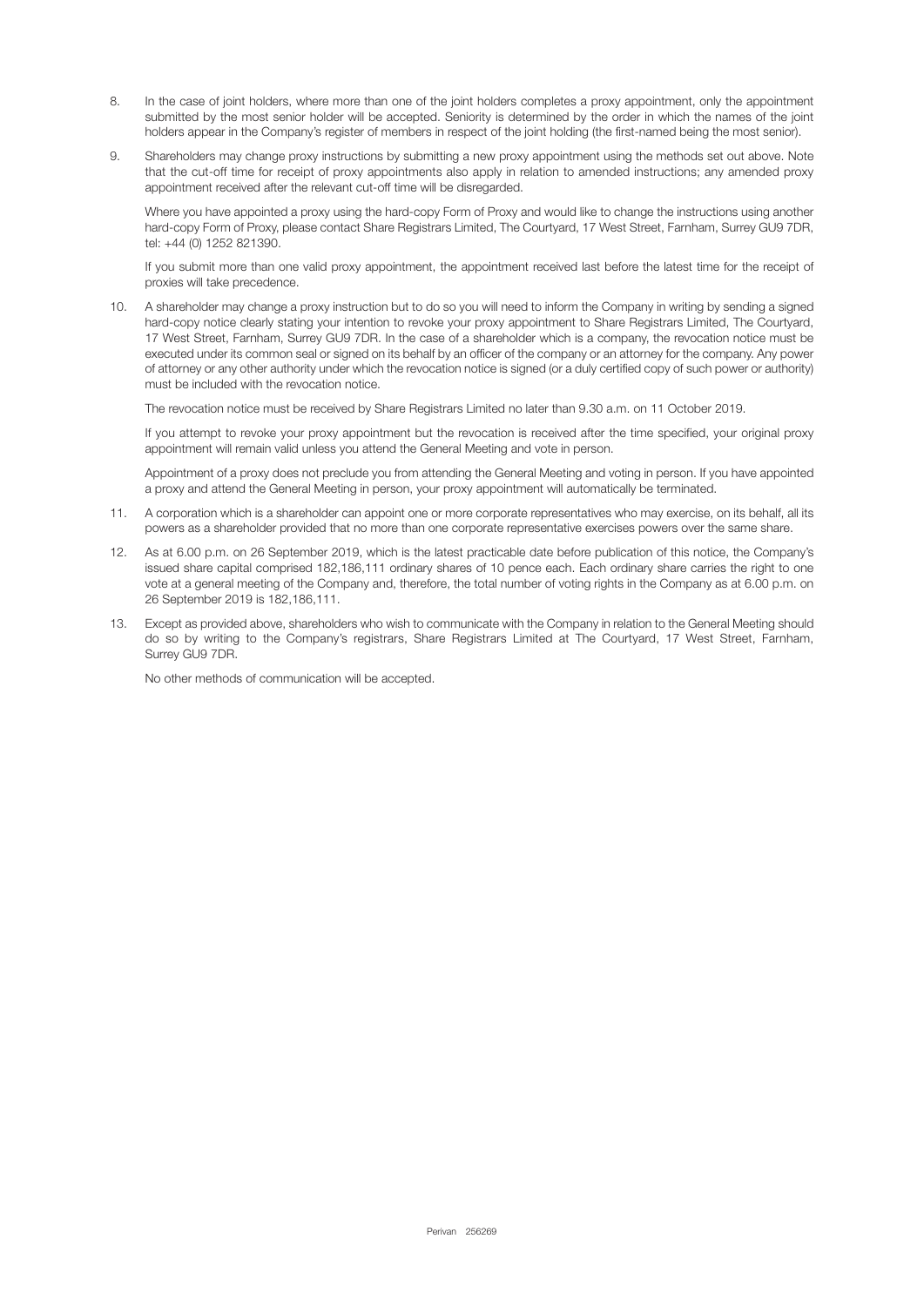8. In the case of joint holders, where more than one of the joint holders completes a proxy appointment, only the appointment submitted by the most senior holder will be accepted. Seniority is determined by the order in which the names of the joint holders appear in the Company's register of members in respect of the joint holding (the first-named being the most senior).

9. Shareholders may change proxy instructions by submitting a new proxy appointment using the methods set out above. Note that the cut-off time for receipt of proxy appointments also apply in relation to amended instructions; any amended proxy appointment received after the relevant cut-off time will be disregarded.

   Where you have appointed a proxy using the hard-copy Form of Proxy and would like to change the instructions using another hard-copy Form of Proxy, please contact Share Registrars Limited, The Courtyard, 17 West Street, Farnham, Surrey GU9 7DR, tel: +44 (0) 1252 821390.

   If you submit more than one valid proxy appointment, the appointment received last before the latest time for the receipt of proxies will take precedence.

10. A shareholder may change a proxy instruction but to do so you will need to inform the Company in writing by sending a signed hard-copy notice clearly stating your intention to revoke your proxy appointment to Share Registrars Limited, The Courtyard, 17 West Street, Farnham, Surrey GU9 7DR. In the case of a shareholder which is a company, the revocation notice must be executed under its common seal or signed on its behalf by an officer of the company or an attorney for the company. Any power of attorney or any other authority under which the revocation notice is signed (or a duly certified copy of such power or authority) must be included with the revocation notice.

    The revocation notice must be received by Share Registrars Limited no later than 9.30 a.m. on 11 October 2019.

    If you attempt to revoke your proxy appointment but the revocation is received after the time specified, your original proxy appointment will remain valid unless you attend the General Meeting and vote in person.

    Appointment of a proxy does not preclude you from attending the General Meeting and voting in person. If you have appointed a proxy and attend the General Meeting in person, your proxy appointment will automatically be terminated.

11. A corporation which is a shareholder can appoint one or more corporate representatives who may exercise, on its behalf, all its powers as a shareholder provided that no more than one corporate representative exercises powers over the same share.

12. As at 6.00 p.m. on 26 September 2019, which is the latest practicable date before publication of this notice, the Company's issued share capital comprised 182,186,111 ordinary shares of 10 pence each. Each ordinary share carries the right to one vote at a general meeting of the Company and, therefore, the total number of voting rights in the Company as at 6.00 p.m. on 26 September 2019 is 182,186,111.

13. Except as provided above, shareholders who wish to communicate with the Company in relation to the General Meeting should do so by writing to the Company's registrars, Share Registrars Limited at The Courtyard, 17 West Street, Farnham, Surrey GU9 7DR.

    No other methods of communication will be accepted.

Perivan 256269